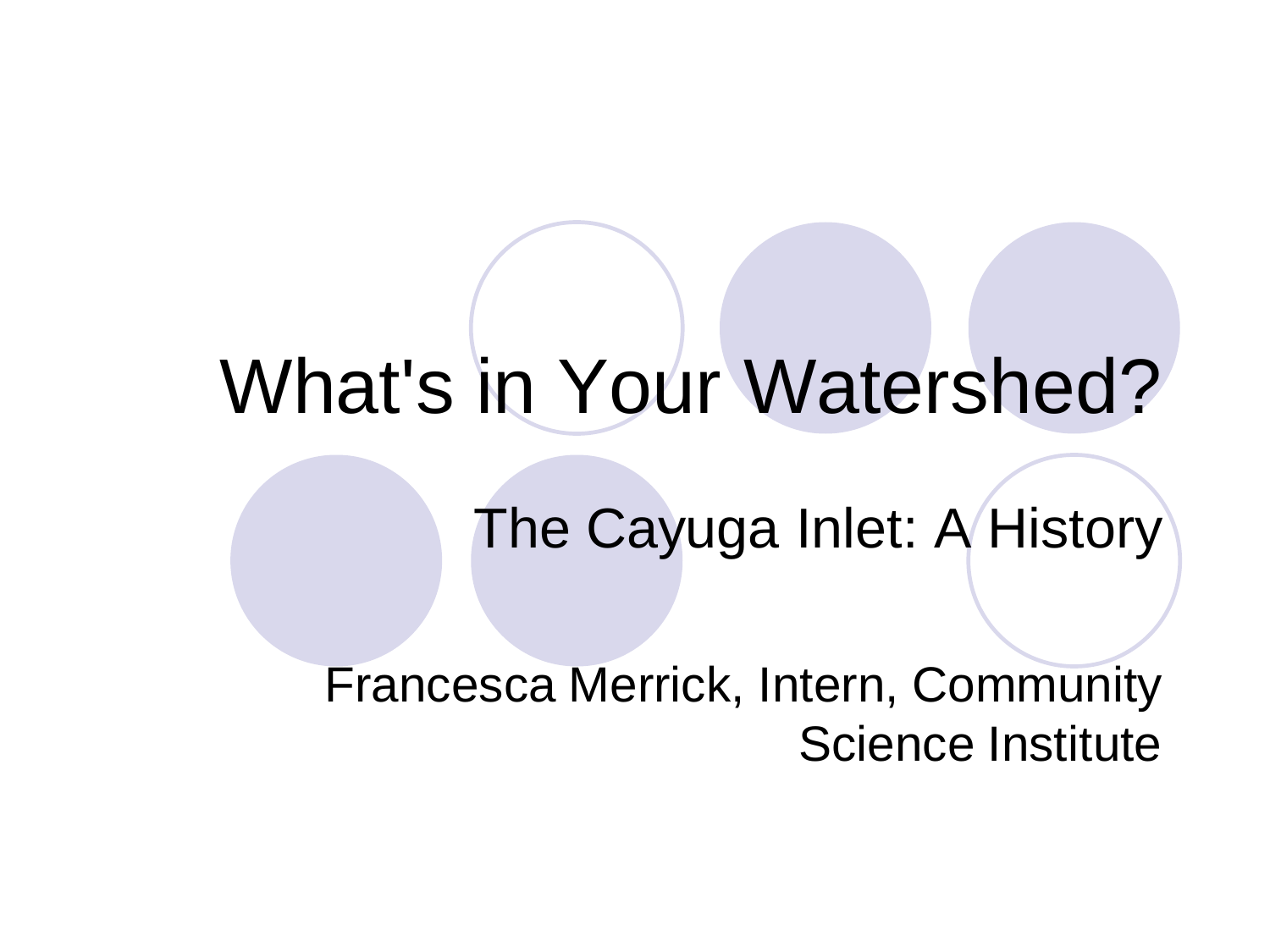# What's in Your Watershed?

## The Cayuga Inlet: A History

Francesca Merrick, Intern, Community Science Institute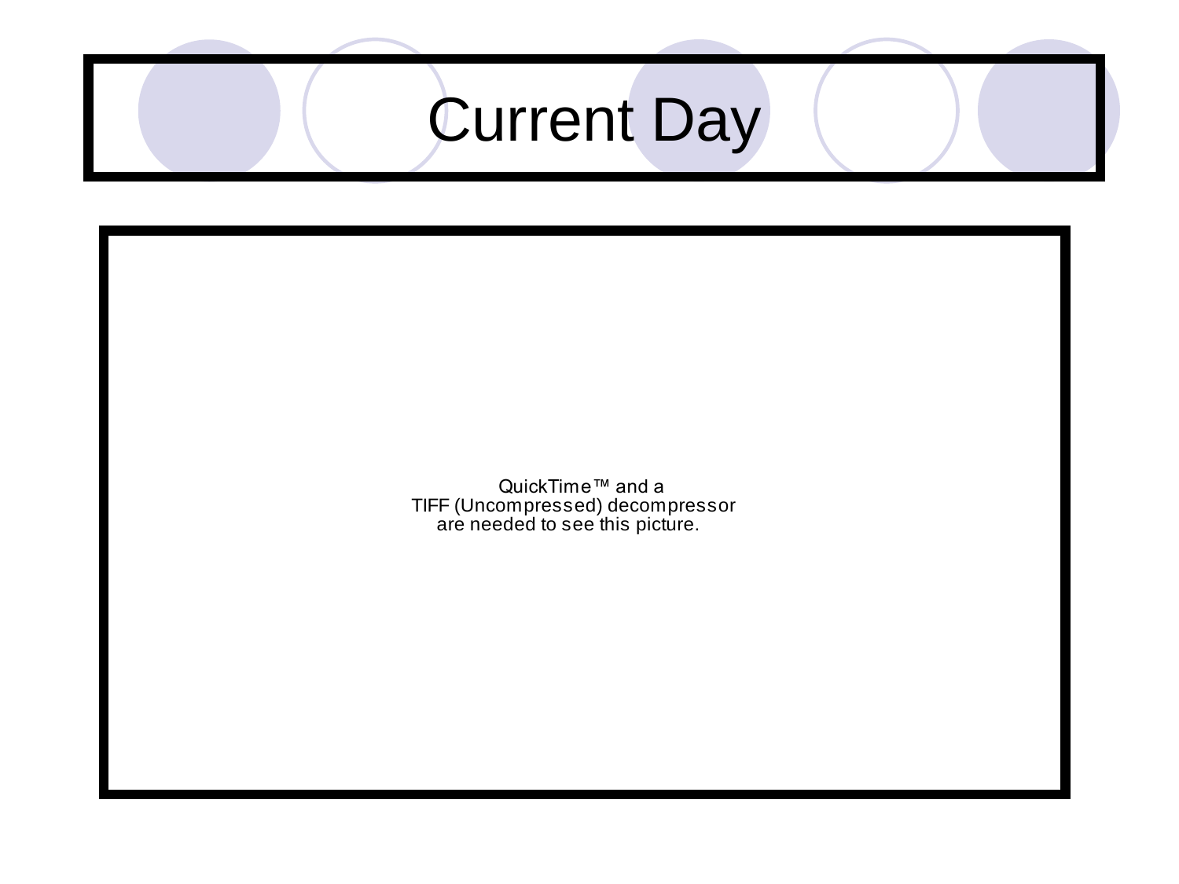# Current Day

QuickTime™ and a
TIFF (Uncompressed) decompressor
are needed to see this picture.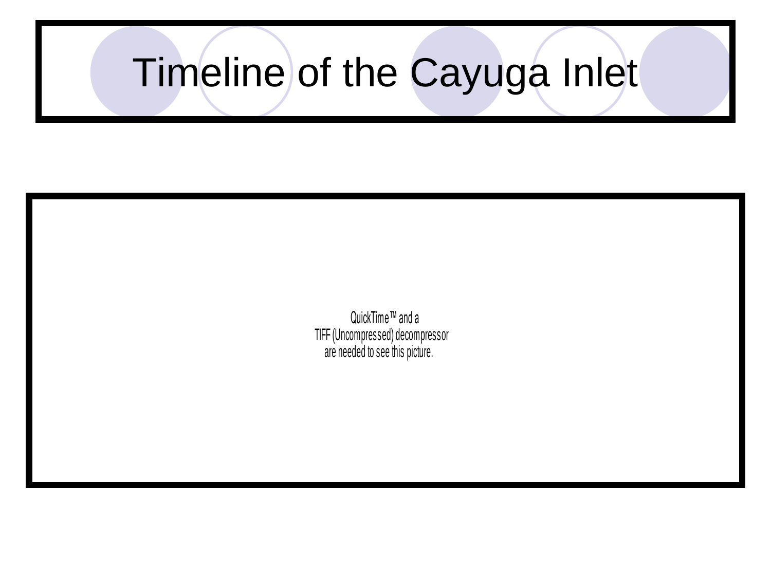# Timeline of the Cayuga Inlet

QuickTime™ and a
TIFF (Uncompressed) decompressor
are needed to see this picture.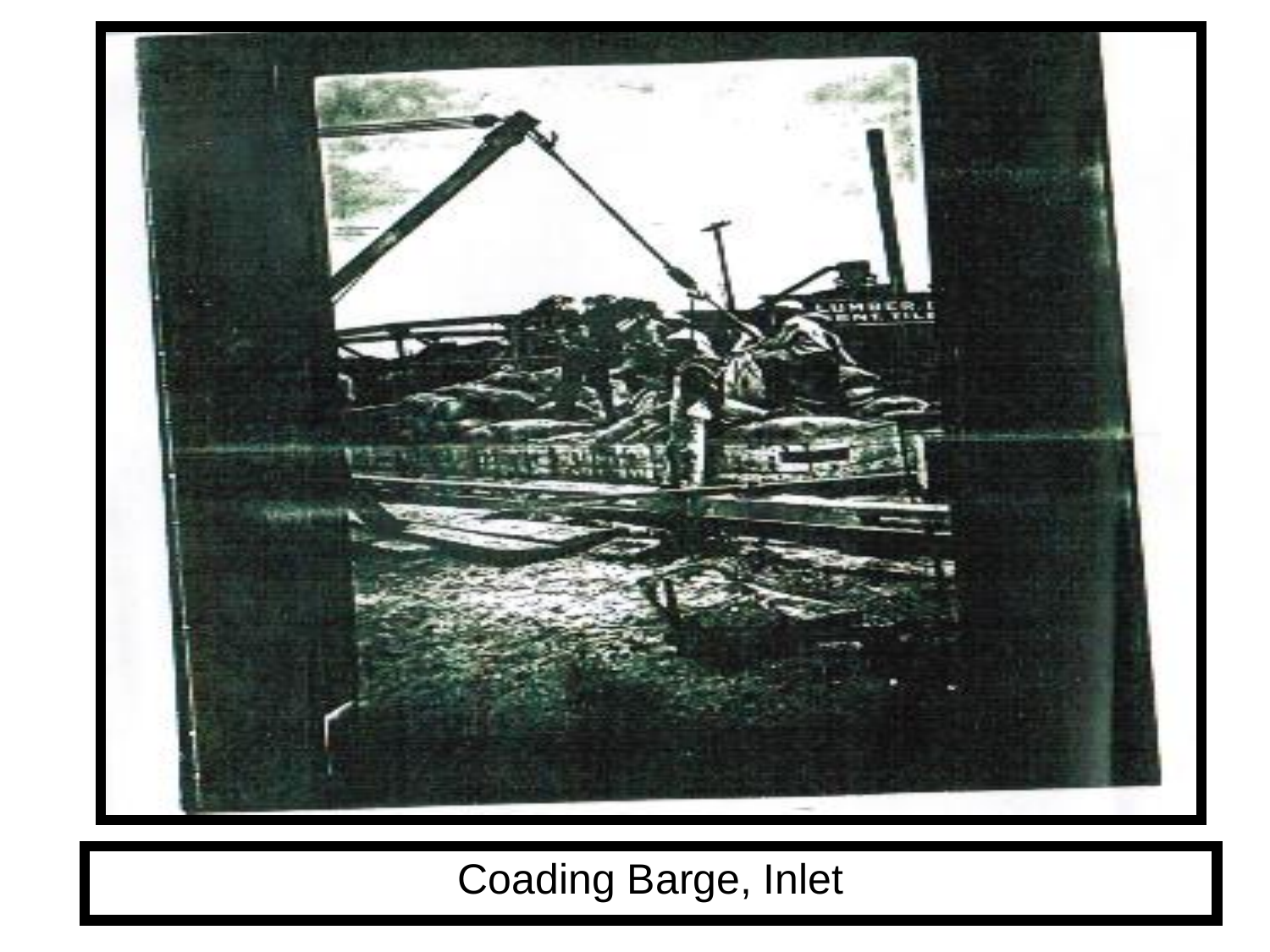Coading Barge, Inlet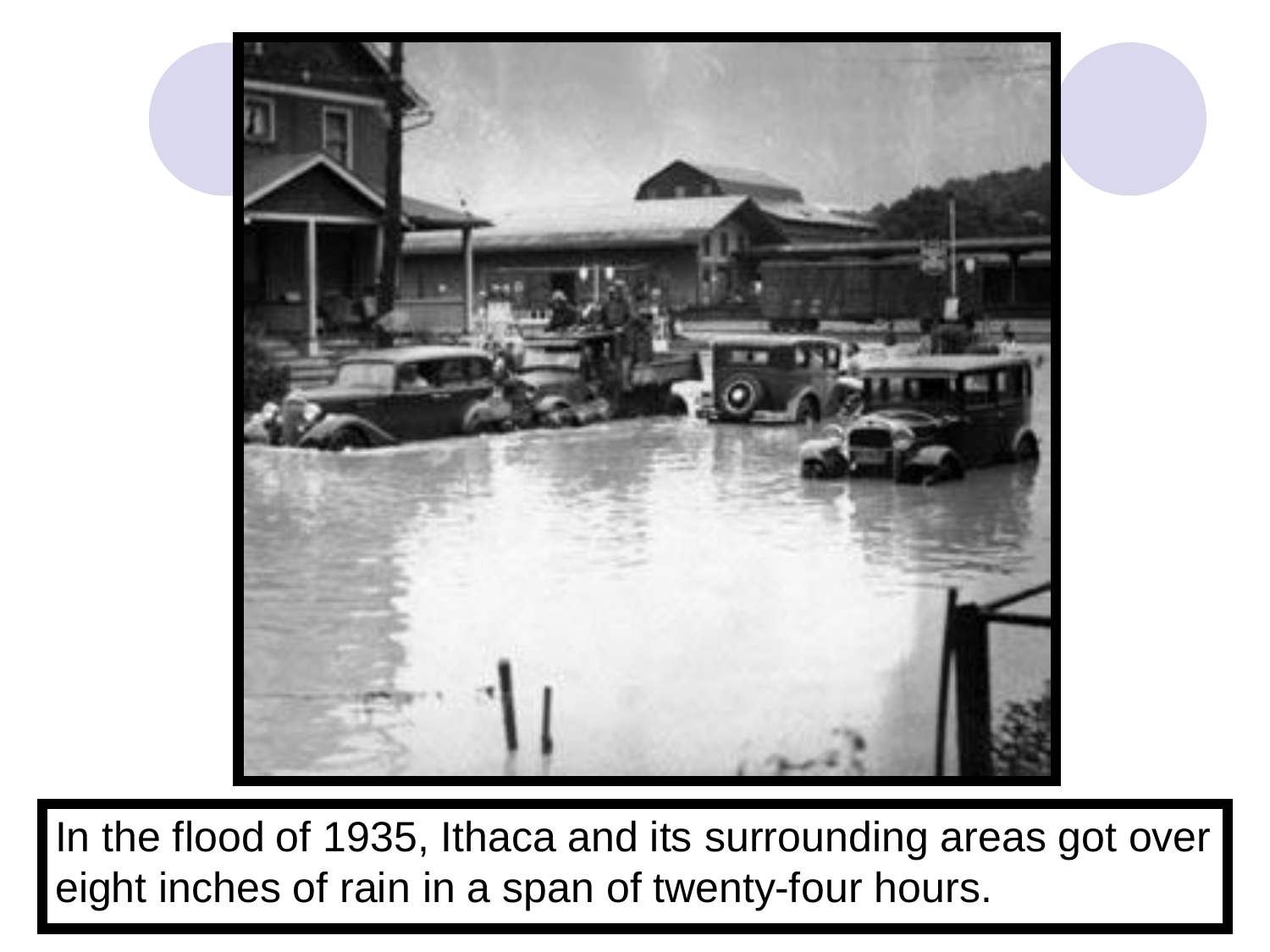In the flood of 1935, Ithaca and its surrounding areas got over eight inches of rain in a span of twenty-four hours.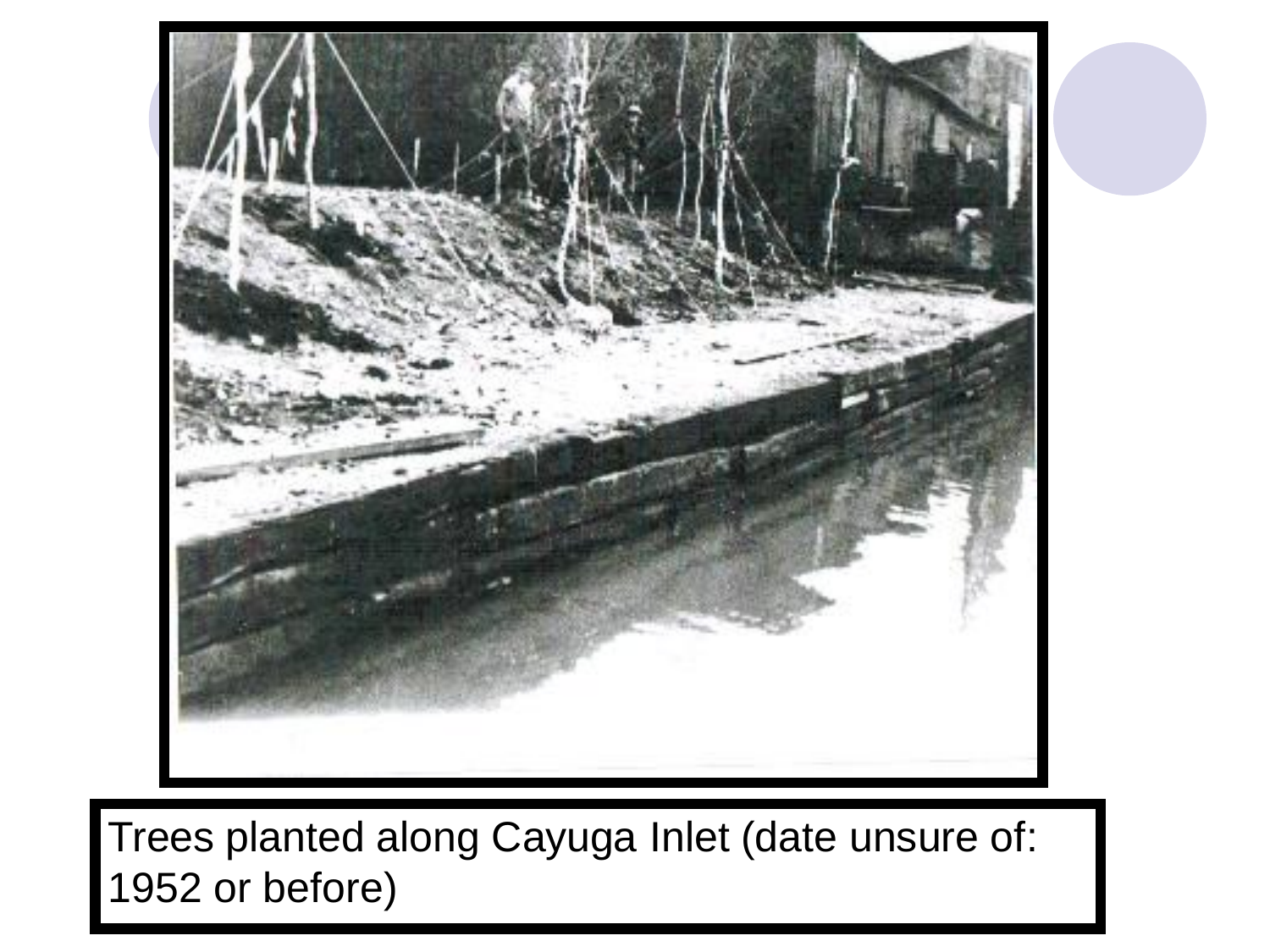Trees planted along Cayuga Inlet (date unsure of: 1952 or before)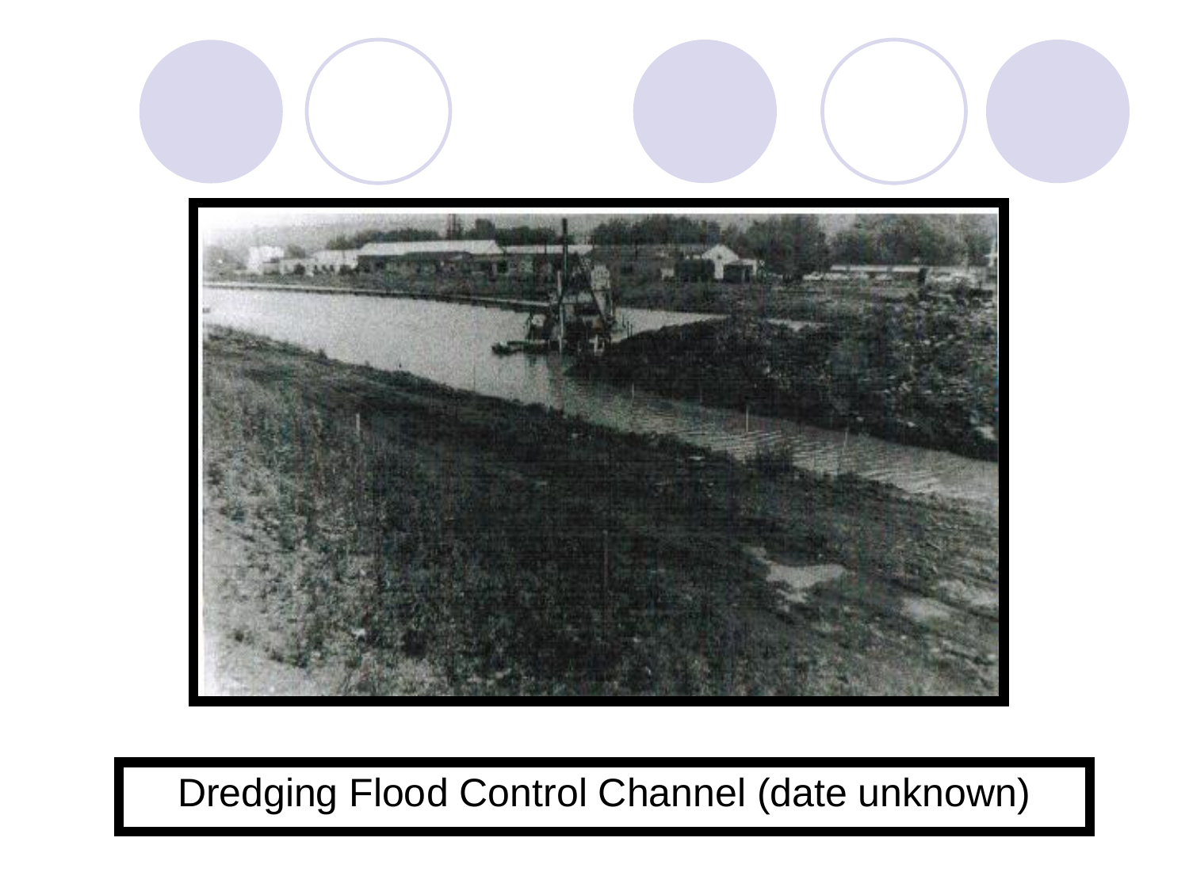Dredging Flood Control Channel (date unknown)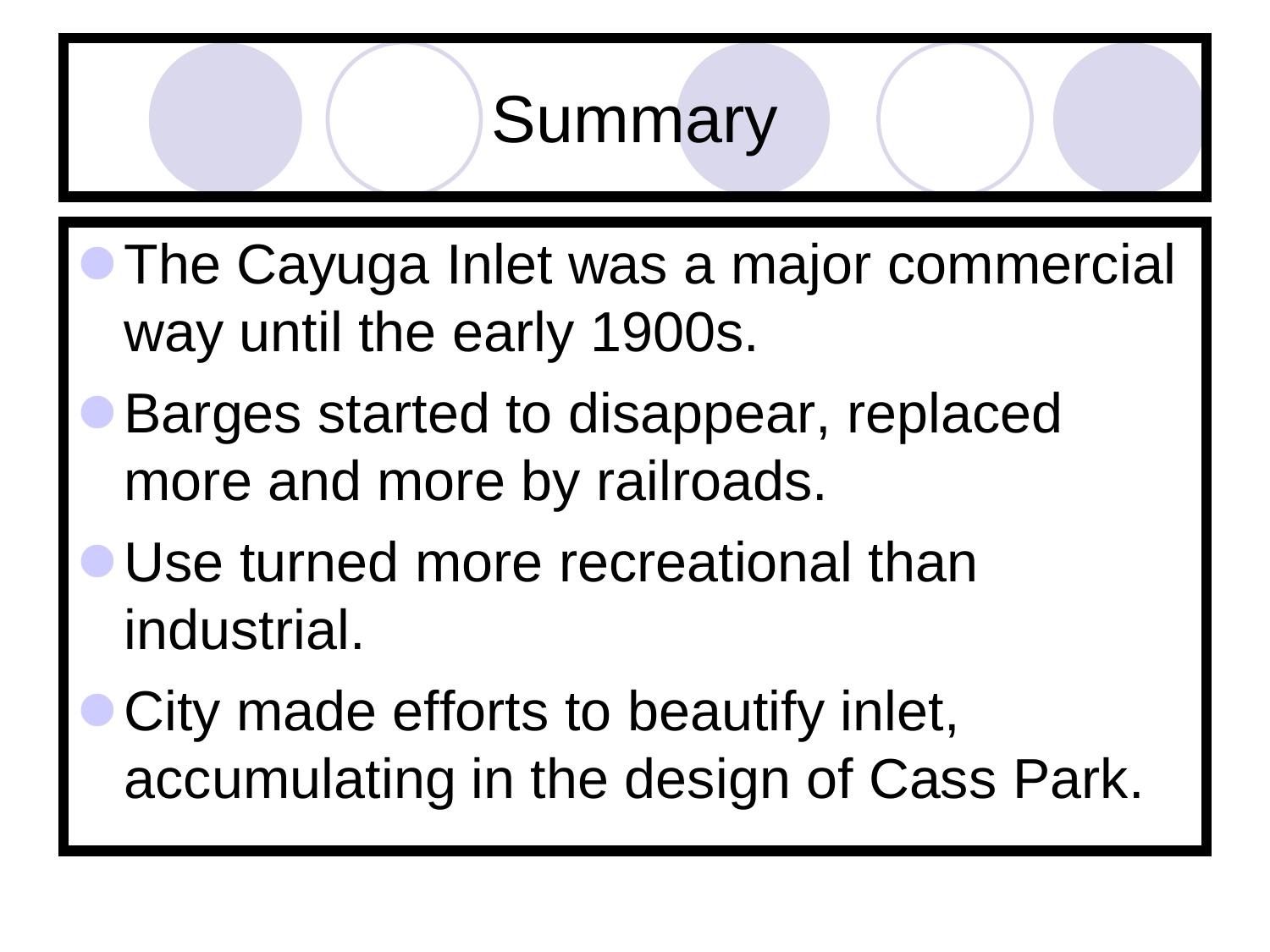# Summary

- The Cayuga Inlet was a major commercial way until the early 1900s.
- Barges started to disappear, replaced more and more by railroads.
- Use turned more recreational than industrial.
- City made efforts to beautify inlet, accumulating in the design of Cass Park.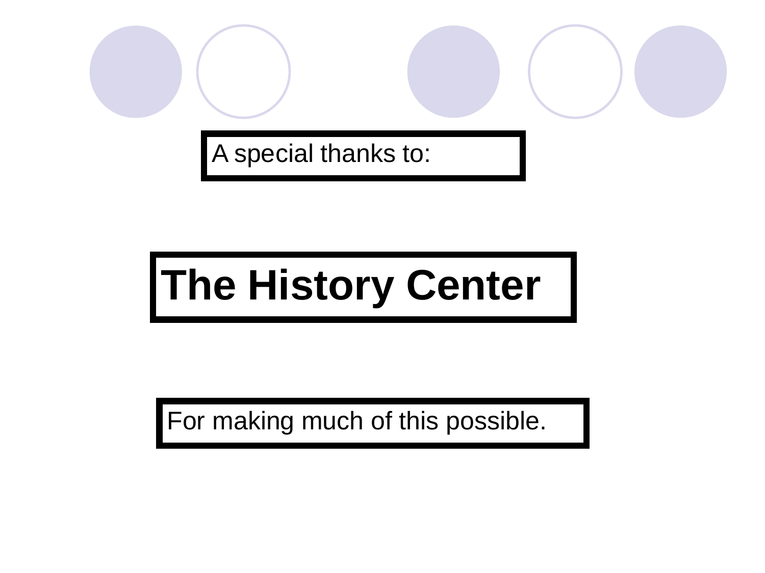A special thanks to:

# The History Center

For making much of this possible.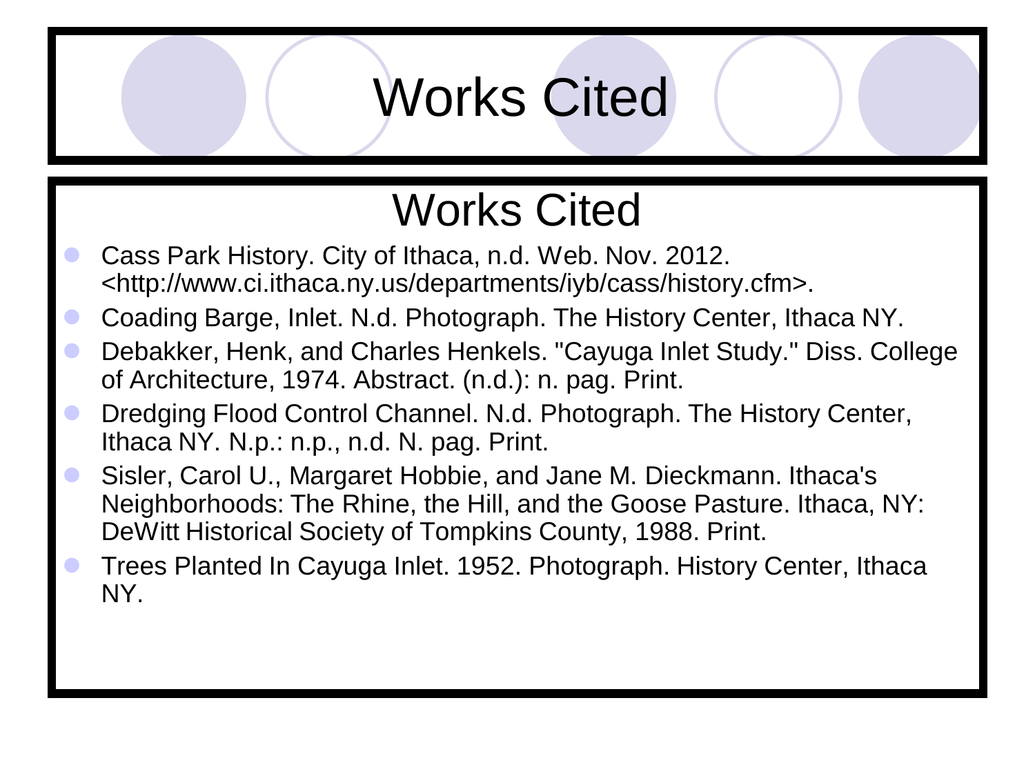# Works Cited

## Works Cited

- Cass Park History. City of Ithaca, n.d. Web. Nov. 2012. <http://www.ci.ithaca.ny.us/departments/iyb/cass/history.cfm>.
- Coading Barge, Inlet. N.d. Photograph. The History Center, Ithaca NY.
- Debakker, Henk, and Charles Henkels. "Cayuga Inlet Study." Diss. College of Architecture, 1974. Abstract. (n.d.): n. pag. Print.
- Dredging Flood Control Channel. N.d. Photograph. The History Center, Ithaca NY. N.p.: n.p., n.d. N. pag. Print.
- Sisler, Carol U., Margaret Hobbie, and Jane M. Dieckmann. Ithaca's Neighborhoods: The Rhine, the Hill, and the Goose Pasture. Ithaca, NY: DeWitt Historical Society of Tompkins County, 1988. Print.
- Trees Planted In Cayuga Inlet. 1952. Photograph. History Center, Ithaca NY.